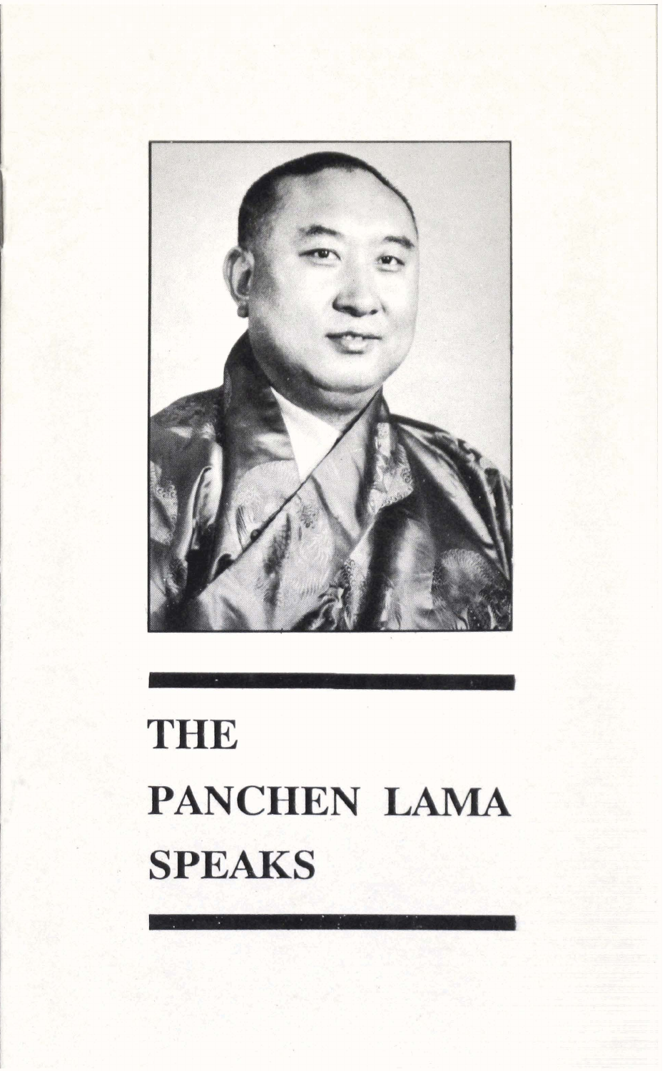# THE PANCHEN LAMA SPEAKS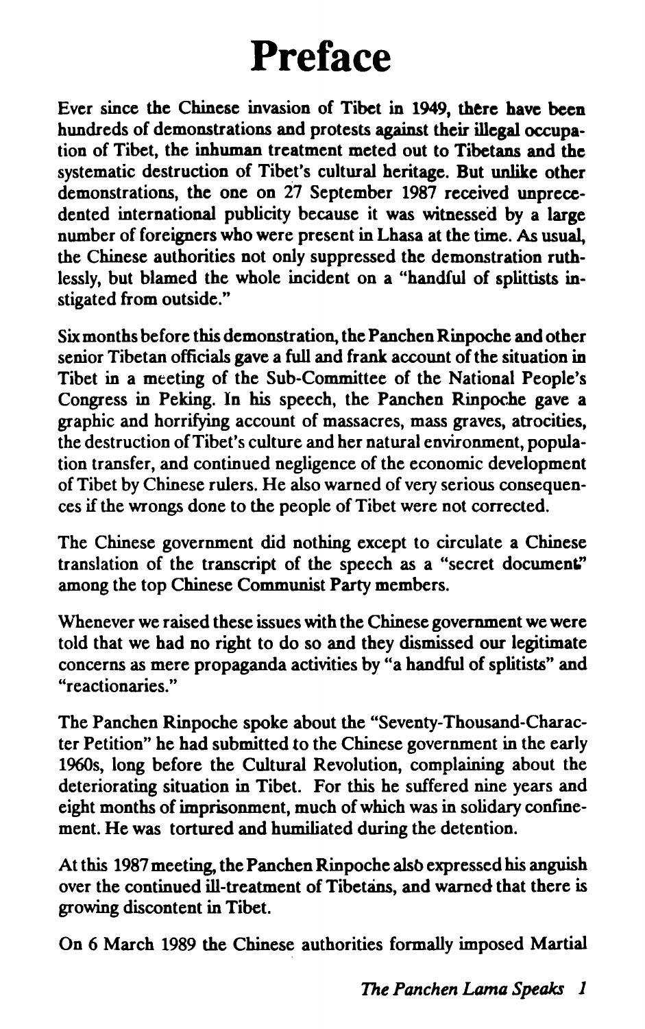# Preface

Ever since the Chinese invasion of Tibet in 1949, there have been hundreds of demonstrations and protests against their illegal occupation of Tibet, the inhuman treatment meted out to Tibetans and the systematic destruction of Tibet's cultural heritage. But unlike other demonstrations, the one on 27 September 1987 received unprecedented international publicity because it was witnessed by a large number of foreigners who were present in Lhasa at the time. As usual, the Chinese authorities not only suppressed the demonstration ruthlessly, but blamed the whole incident on a "handful of splittists instigated from outside."

Six months before this demonstration, the Panchen Rinpoche and other senior Tibetan officials gave a full and frank account of the situation in Tibet in a meeting of the Sub-Committee of the National People's Congress in Peking. In his speech, the Panchen Rinpoche gave a graphic and horrifying account of massacres, mass graves, atrocities, the destruction of Tibet's culture and her natural environment, population transfer, and continued negligence of the economic development of Tibet by Chinese rulers. He also warned of very serious consequences if the wrongs done to the people of Tibet were not corrected.

The Chinese government did nothing except to circulate a Chinese translation of the transcript of the speech as a "secret document" among the top Chinese Communist Party members.

Whenever we raised these issues with the Chinese government we were told that we had no right to do so and they dismissed our legitimate concerns as mere propaganda activities by "a handful of splitists" and "reactionaries."

The Panchen Rinpoche spoke about the "Seventy-Thousand-Character Petition" he had submitted to the Chinese government in the early 1960s, long before the Cultural Revolution, complaining about the deteriorating situation in Tibet. For this he suffered nine years and eight months of imprisonment, much of which was in solidary confinement. He was tortured and humiliated during the detention.

At this 1987 meeting, the Panchen Rinpoche also expressed his anguish over the continued ill-treatment of Tibetans, and warned that there is growing discontent in Tibet.

On 6 March 1989 the Chinese authorities formally imposed Martial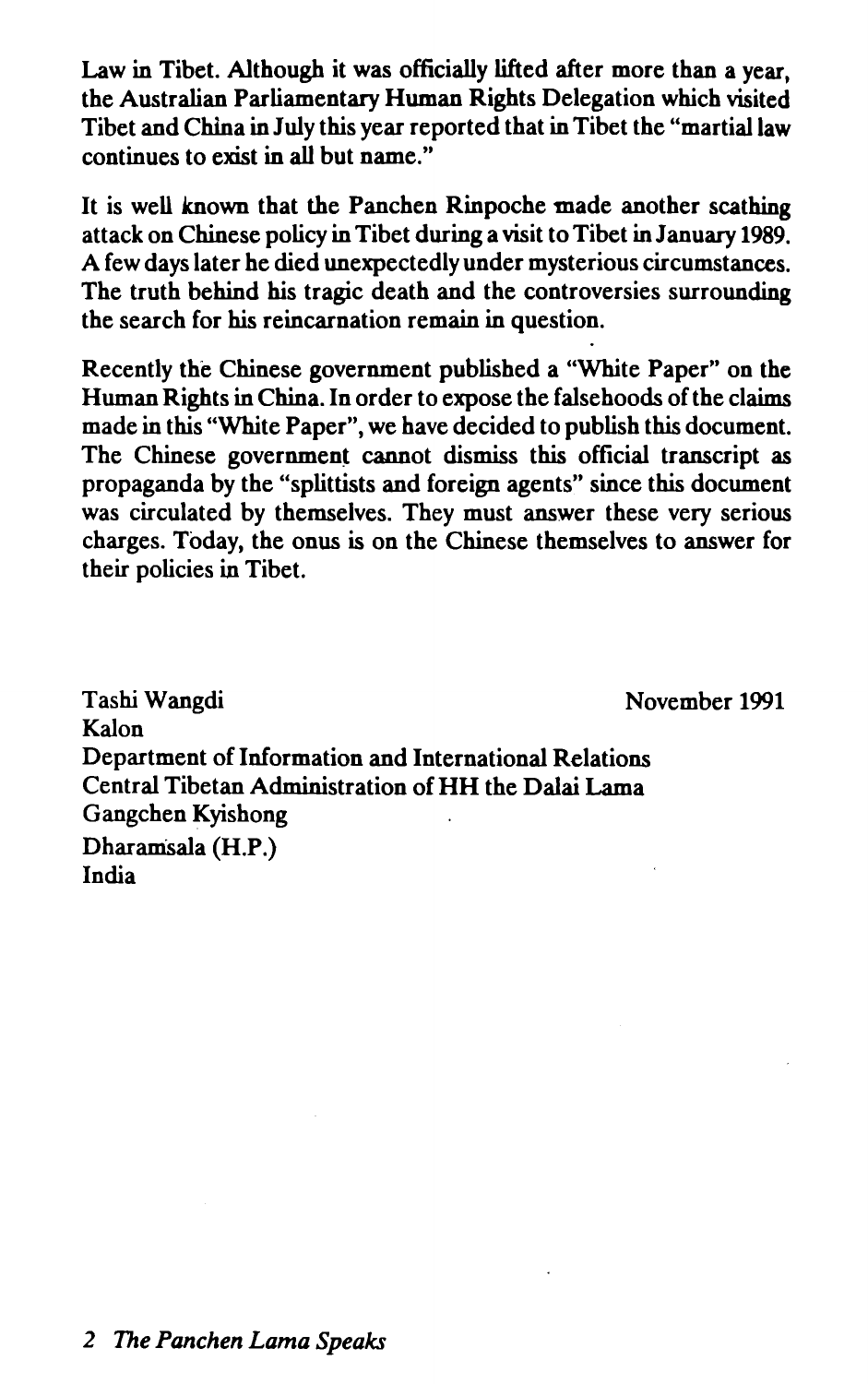Law in Tibet. Although it was officially lifted after more than a year, the Australian Parliamentary Human Rights Delegation which visited Tibet and China in July this year reported that in Tibet the "martial law continues to exist in all but name."

It is well known that the Panchen Rinpoche made another scathing attack on Chinese policy in Tibet during a visit to Tibet in January 1989. A few days later he died unexpectedly under mysterious circumstances. The truth behind his tragic death and the controversies surrounding the search for his reincarnation remain in question.

Recently the Chinese government published a "White Paper" on the Human Rights in China. In order to expose the falsehoods of the claims made in this "White Paper", we have decided to publish this document. The Chinese government cannot dismiss this official transcript as propaganda by the "splittists and foreign agents" since this document was circulated by themselves. They must answer these very serious charges. Today, the onus is on the Chinese themselves to answer for their policies in Tibet.

Tashi Wangdi
Kalon
Department of Information and International Relations
Central Tibetan Administration of HH the Dalai Lama
Gangchen Kyishong
Dharamsala (H.P.)
India

November 1991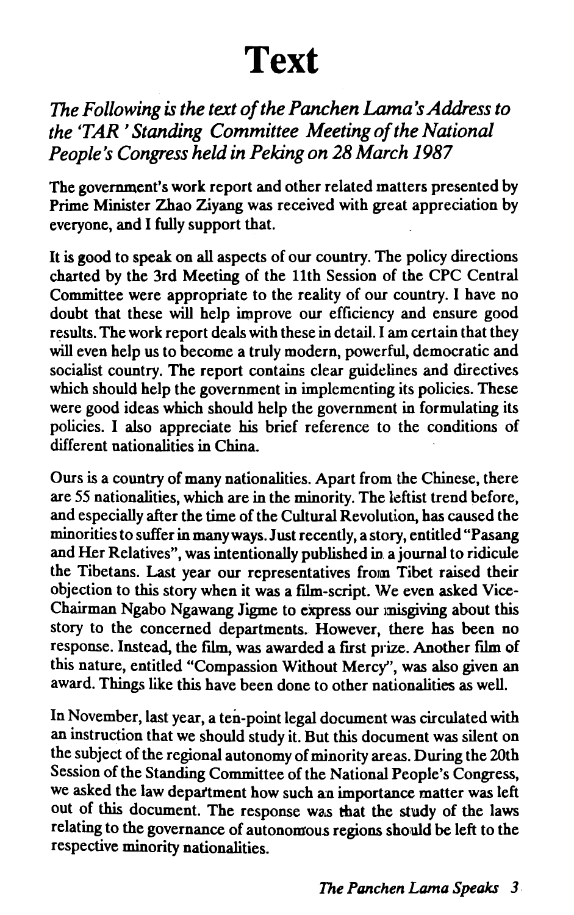# Text

*The Following is the text of the Panchen Lama's Address to the 'TAR' Standing Committee Meeting of the National People's Congress held in Peking on 28 March 1987*

The government's work report and other related matters presented by Prime Minister Zhao Ziyang was received with great appreciation by everyone, and I fully support that.

It is good to speak on all aspects of our country. The policy directions charted by the 3rd Meeting of the 11th Session of the CPC Central Committee were appropriate to the reality of our country. I have no doubt that these will help improve our efficiency and ensure good results. The work report deals with these in detail. I am certain that they will even help us to become a truly modern, powerful, democratic and socialist country. The report contains clear guidelines and directives which should help the government in implementing its policies. These were good ideas which should help the government in formulating its policies. I also appreciate his brief reference to the conditions of different nationalities in China.

Ours is a country of many nationalities. Apart from the Chinese, there are 55 nationalities, which are in the minority. The leftist trend before, and especially after the time of the Cultural Revolution, has caused the minorities to suffer in many ways. Just recently, a story, entitled "Pasang and Her Relatives", was intentionally published in a journal to ridicule the Tibetans. Last year our representatives from Tibet raised their objection to this story when it was a film-script. We even asked Vice-Chairman Ngabo Ngawang Jigme to express our misgiving about this story to the concerned departments. However, there has been no response. Instead, the film, was awarded a first prize. Another film of this nature, entitled "Compassion Without Mercy", was also given an award. Things like this have been done to other nationalities as well.

In November, last year, a ten-point legal document was circulated with an instruction that we should study it. But this document was silent on the subject of the regional autonomy of minority areas. During the 20th Session of the Standing Committee of the National People's Congress, we asked the law department how such an importance matter was left out of this document. The response was that the study of the laws relating to the governance of autonomous regions should be left to the respective minority nationalities.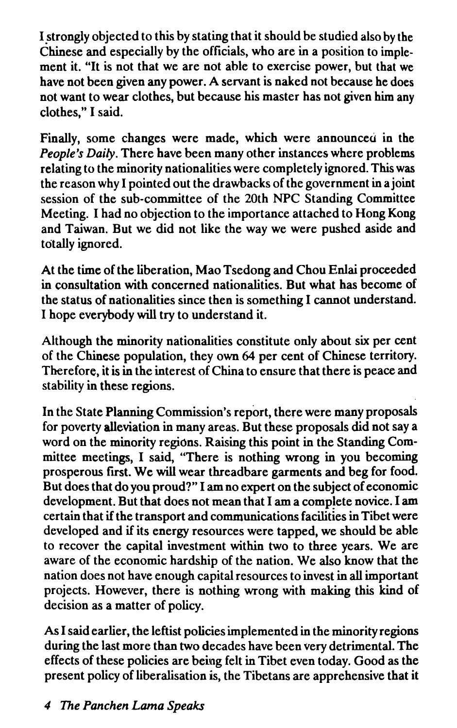I strongly objected to this by stating that it should be studied also by the Chinese and especially by the officials, who are in a position to implement it. "It is not that we are not able to exercise power, but that we have not been given any power. A servant is naked not because he does not want to wear clothes, but because his master has not given him any clothes," I said.

Finally, some changes were made, which were announced in the *People's Daily*. There have been many other instances where problems relating to the minority nationalities were completely ignored. This was the reason why I pointed out the drawbacks of the government in a joint session of the sub-committee of the 20th NPC Standing Committee Meeting. I had no objection to the importance attached to Hong Kong and Taiwan. But we did not like the way we were pushed aside and totally ignored.

At the time of the liberation, Mao Tsedong and Chou Enlai proceeded in consultation with concerned nationalities. But what has become of the status of nationalities since then is something I cannot understand. I hope everybody will try to understand it.

Although the minority nationalities constitute only about six per cent of the Chinese population, they own 64 per cent of Chinese territory. Therefore, it is in the interest of China to ensure that there is peace and stability in these regions.

In the State Planning Commission's report, there were many proposals for poverty alleviation in many areas. But these proposals did not say a word on the minority regions. Raising this point in the Standing Committee meetings, I said, "There is nothing wrong in you becoming prosperous first. We will wear threadbare garments and beg for food. But does that do you proud?" I am no expert on the subject of economic development. But that does not mean that I am a complete novice. I am certain that if the transport and communications facilities in Tibet were developed and if its energy resources were tapped, we should be able to recover the capital investment within two to three years. We are aware of the economic hardship of the nation. We also know that the nation does not have enough capital resources to invest in all important projects. However, there is nothing wrong with making this kind of decision as a matter of policy.

As I said earlier, the leftist policies implemented in the minority regions during the last more than two decades have been very detrimental. The effects of these policies are being felt in Tibet even today. Good as the present policy of liberalisation is, the Tibetans are apprehensive that it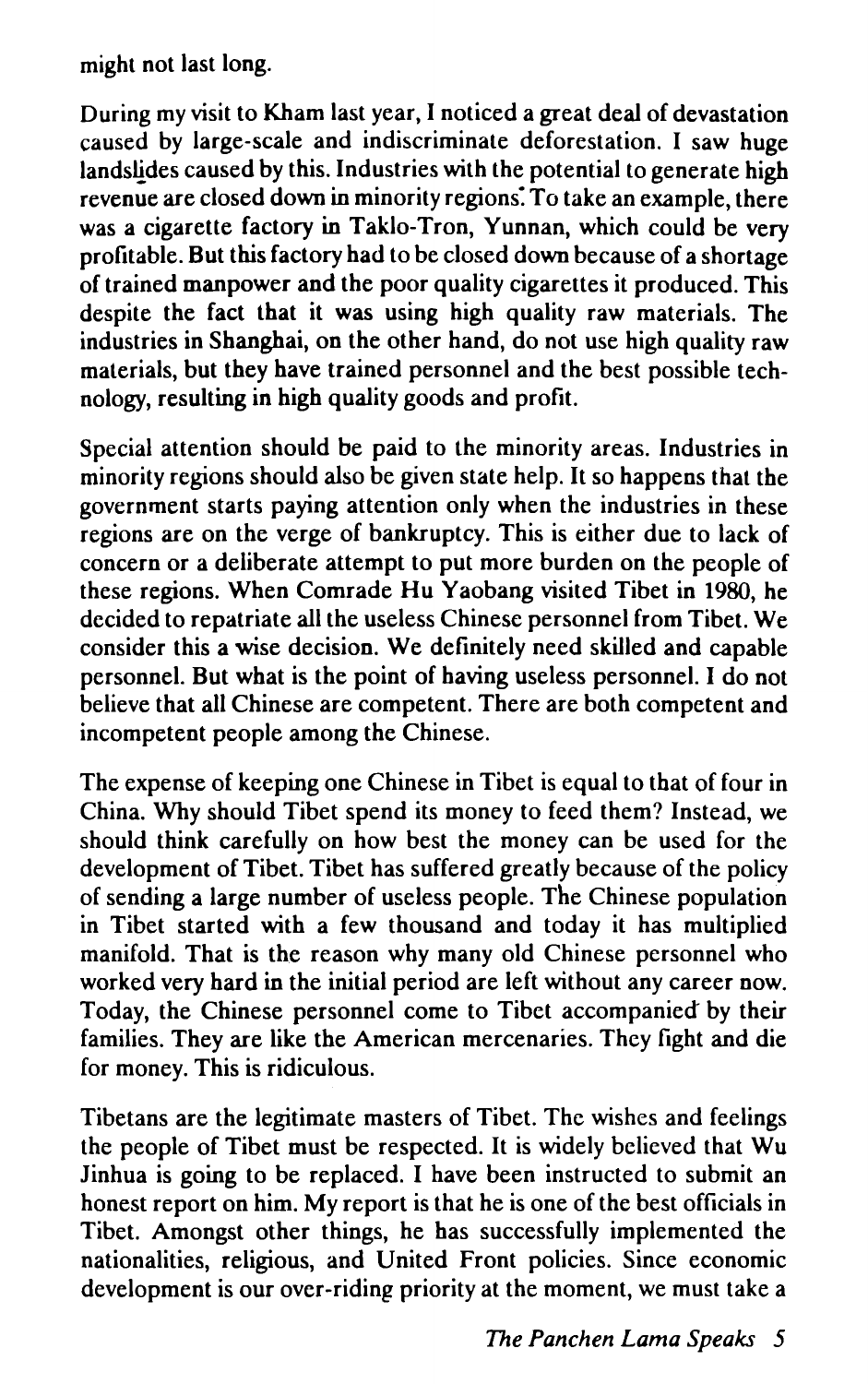might not last long.

During my visit to Kham last year, I noticed a great deal of devastation caused by large-scale and indiscriminate deforestation. I saw huge landslides caused by this. Industries with the potential to generate high revenue are closed down in minority regions. To take an example, there was a cigarette factory in Taklo-Tron, Yunnan, which could be very profitable. But this factory had to be closed down because of a shortage of trained manpower and the poor quality cigarettes it produced. This despite the fact that it was using high quality raw materials. The industries in Shanghai, on the other hand, do not use high quality raw materials, but they have trained personnel and the best possible technology, resulting in high quality goods and profit.

Special attention should be paid to the minority areas. Industries in minority regions should also be given state help. It so happens that the government starts paying attention only when the industries in these regions are on the verge of bankruptcy. This is either due to lack of concern or a deliberate attempt to put more burden on the people of these regions. When Comrade Hu Yaobang visited Tibet in 1980, he decided to repatriate all the useless Chinese personnel from Tibet. We consider this a wise decision. We definitely need skilled and capable personnel. But what is the point of having useless personnel. I do not believe that all Chinese are competent. There are both competent and incompetent people among the Chinese.

The expense of keeping one Chinese in Tibet is equal to that of four in China. Why should Tibet spend its money to feed them? Instead, we should think carefully on how best the money can be used for the development of Tibet. Tibet has suffered greatly because of the policy of sending a large number of useless people. The Chinese population in Tibet started with a few thousand and today it has multiplied manifold. That is the reason why many old Chinese personnel who worked very hard in the initial period are left without any career now. Today, the Chinese personnel come to Tibet accompanied by their families. They are like the American mercenaries. They fight and die for money. This is ridiculous.

Tibetans are the legitimate masters of Tibet. The wishes and feelings the people of Tibet must be respected. It is widely believed that Wu Jinhua is going to be replaced. I have been instructed to submit an honest report on him. My report is that he is one of the best officials in Tibet. Amongst other things, he has successfully implemented the nationalities, religious, and United Front policies. Since economic development is our over-riding priority at the moment, we must take a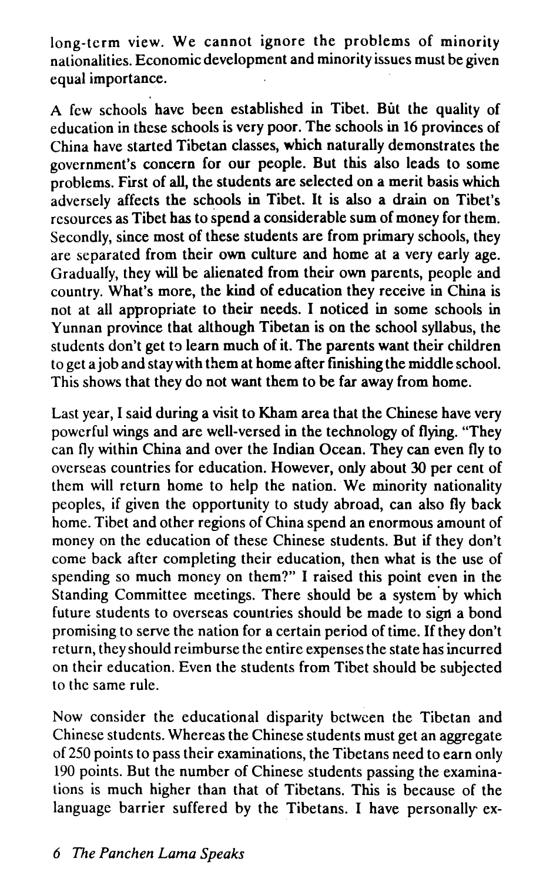long-term view. We cannot ignore the problems of minority nationalities. Economic development and minority issues must be given equal importance.

A few schools have been established in Tibet. But the quality of education in these schools is very poor. The schools in 16 provinces of China have started Tibetan classes, which naturally demonstrates the government's concern for our people. But this also leads to some problems. First of all, the students are selected on a merit basis which adversely affects the schools in Tibet. It is also a drain on Tibet's resources as Tibet has to spend a considerable sum of money for them. Secondly, since most of these students are from primary schools, they are separated from their own culture and home at a very early age. Gradually, they will be alienated from their own parents, people and country. What's more, the kind of education they receive in China is not at all appropriate to their needs. I noticed in some schools in Yunnan province that although Tibetan is on the school syllabus, the students don't get to learn much of it. The parents want their children to get a job and stay with them at home after finishing the middle school. This shows that they do not want them to be far away from home.

Last year, I said during a visit to Kham area that the Chinese have very powerful wings and are well-versed in the technology of flying. "They can fly within China and over the Indian Ocean. They can even fly to overseas countries for education. However, only about 30 per cent of them will return home to help the nation. We minority nationality peoples, if given the opportunity to study abroad, can also fly back home. Tibet and other regions of China spend an enormous amount of money on the education of these Chinese students. But if they don't come back after completing their education, then what is the use of spending so much money on them?" I raised this point even in the Standing Committee meetings. There should be a system by which future students to overseas countries should be made to sign a bond promising to serve the nation for a certain period of time. If they don't return, they should reimburse the entire expenses the state has incurred on their education. Even the students from Tibet should be subjected to the same rule.

Now consider the educational disparity between the Tibetan and Chinese students. Whereas the Chinese students must get an aggregate of 250 points to pass their examinations, the Tibetans need to earn only 190 points. But the number of Chinese students passing the examinations is much higher than that of Tibetans. This is because of the language barrier suffered by the Tibetans. I have personally ex-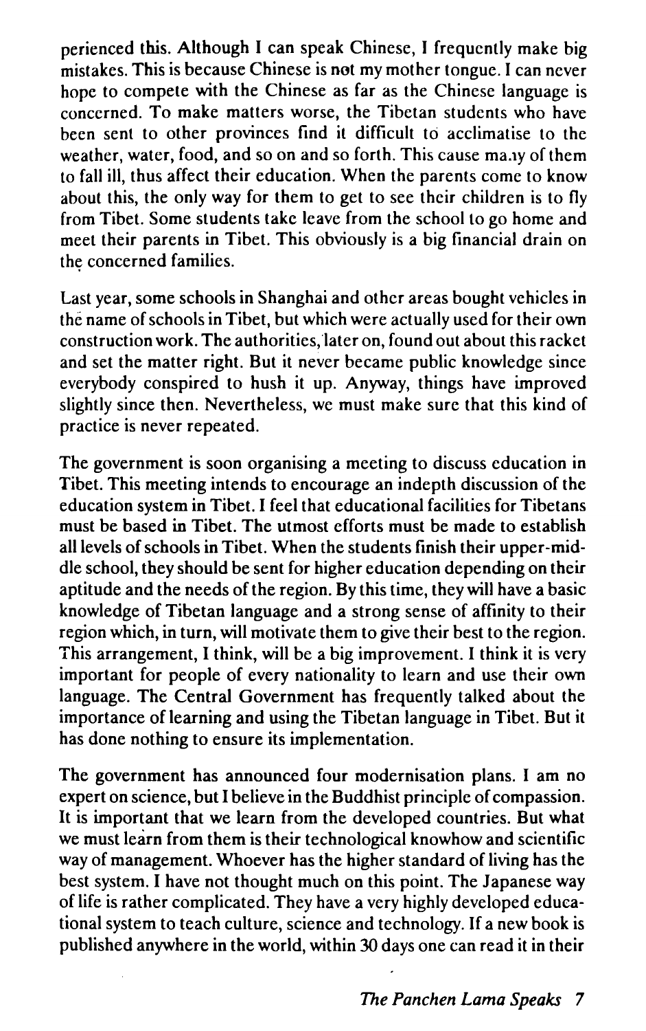perienced this. Although I can speak Chinese, I frequently make big mistakes. This is because Chinese is not my mother tongue. I can never hope to compete with the Chinese as far as the Chinese language is concerned. To make matters worse, the Tibetan students who have been sent to other provinces find it difficult to acclimatise to the weather, water, food, and so on and so forth. This cause many of them to fall ill, thus affect their education. When the parents come to know about this, the only way for them to get to see their children is to fly from Tibet. Some students take leave from the school to go home and meet their parents in Tibet. This obviously is a big financial drain on the concerned families.

Last year, some schools in Shanghai and other areas bought vehicles in the name of schools in Tibet, but which were actually used for their own construction work. The authorities, later on, found out about this racket and set the matter right. But it never became public knowledge since everybody conspired to hush it up. Anyway, things have improved slightly since then. Nevertheless, we must make sure that this kind of practice is never repeated.

The government is soon organising a meeting to discuss education in Tibet. This meeting intends to encourage an indepth discussion of the education system in Tibet. I feel that educational facilities for Tibetans must be based in Tibet. The utmost efforts must be made to establish all levels of schools in Tibet. When the students finish their upper-middle school, they should be sent for higher education depending on their aptitude and the needs of the region. By this time, they will have a basic knowledge of Tibetan language and a strong sense of affinity to their region which, in turn, will motivate them to give their best to the region. This arrangement, I think, will be a big improvement. I think it is very important for people of every nationality to learn and use their own language. The Central Government has frequently talked about the importance of learning and using the Tibetan language in Tibet. But it has done nothing to ensure its implementation.

The government has announced four modernisation plans. I am no expert on science, but I believe in the Buddhist principle of compassion. It is important that we learn from the developed countries. But what we must learn from them is their technological knowhow and scientific way of management. Whoever has the higher standard of living has the best system. I have not thought much on this point. The Japanese way of life is rather complicated. They have a very highly developed educational system to teach culture, science and technology. If a new book is published anywhere in the world, within 30 days one can read it in their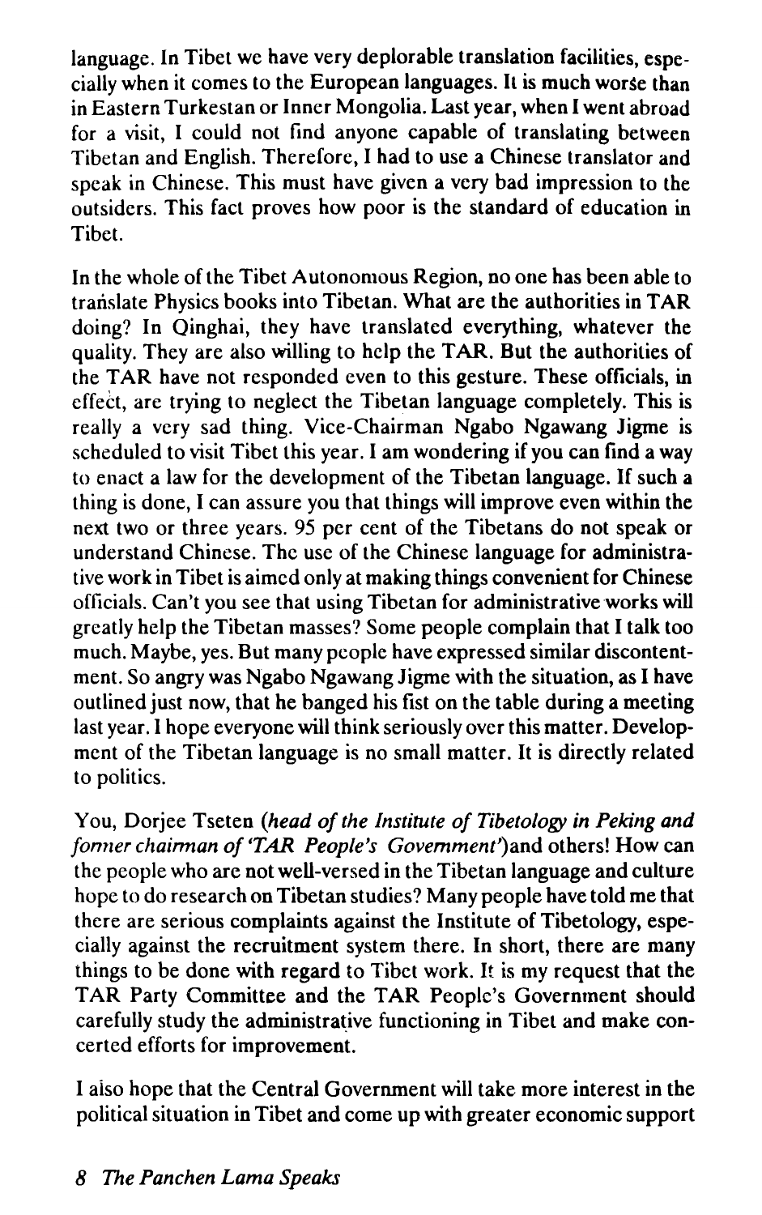language. In Tibet we have very deplorable translation facilities, especially when it comes to the European languages. It is much worse than in Eastern Turkestan or Inner Mongolia. Last year, when I went abroad for a visit, I could not find anyone capable of translating between Tibetan and English. Therefore, I had to use a Chinese translator and speak in Chinese. This must have given a very bad impression to the outsiders. This fact proves how poor is the standard of education in Tibet.

In the whole of the Tibet Autonomous Region, no one has been able to translate Physics books into Tibetan. What are the authorities in TAR doing? In Qinghai, they have translated everything, whatever the quality. They are also willing to help the TAR. But the authorities of the TAR have not responded even to this gesture. These officials, in effect, are trying to neglect the Tibetan language completely. This is really a very sad thing. Vice-Chairman Ngabo Ngawang Jigme is scheduled to visit Tibet this year. I am wondering if you can find a way to enact a law for the development of the Tibetan language. If such a thing is done, I can assure you that things will improve even within the next two or three years. 95 per cent of the Tibetans do not speak or understand Chinese. The use of the Chinese language for administrative work in Tibet is aimed only at making things convenient for Chinese officials. Can't you see that using Tibetan for administrative works will greatly help the Tibetan masses? Some people complain that I talk too much. Maybe, yes. But many people have expressed similar discontentment. So angry was Ngabo Ngawang Jigme with the situation, as I have outlined just now, that he banged his fist on the table during a meeting last year. I hope everyone will think seriously over this matter. Development of the Tibetan language is no small matter. It is directly related to politics.

You, Dorjee Tseten (*head of the Institute of Tibetology in Peking and former chairman of 'TAR People's Government'*)and others! How can the people who are not well-versed in the Tibetan language and culture hope to do research on Tibetan studies? Many people have told me that there are serious complaints against the Institute of Tibetology, especially against the recruitment system there. In short, there are many things to be done with regard to Tibet work. It is my request that the TAR Party Committee and the TAR People's Government should carefully study the administrative functioning in Tibet and make concerted efforts for improvement.

I also hope that the Central Government will take more interest in the political situation in Tibet and come up with greater economic support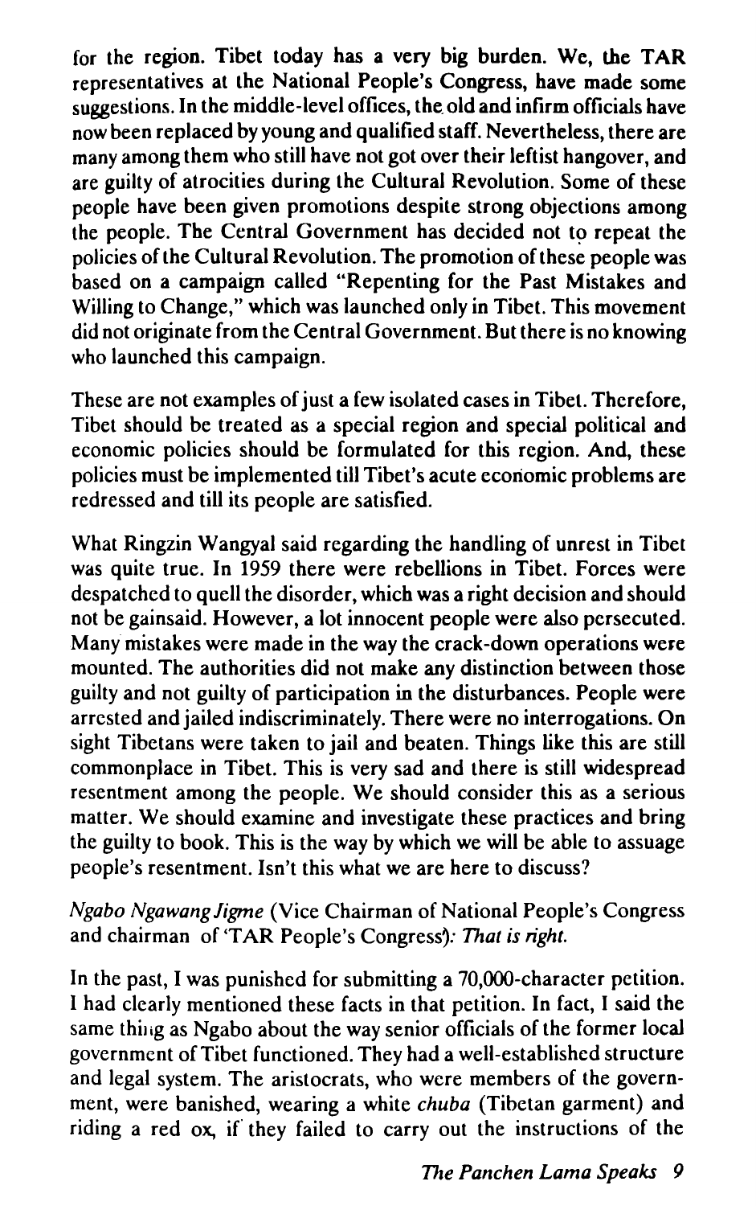for the region. Tibet today has a very big burden. We, the TAR representatives at the National People's Congress, have made some suggestions. In the middle-level offices, the old and infirm officials have now been replaced by young and qualified staff. Nevertheless, there are many among them who still have not got over their leftist hangover, and are guilty of atrocities during the Cultural Revolution. Some of these people have been given promotions despite strong objections among the people. The Central Government has decided not to repeat the policies of the Cultural Revolution. The promotion of these people was based on a campaign called "Repenting for the Past Mistakes and Willing to Change," which was launched only in Tibet. This movement did not originate from the Central Government. But there is no knowing who launched this campaign.

These are not examples of just a few isolated cases in Tibet. Therefore, Tibet should be treated as a special region and special political and economic policies should be formulated for this region. And, these policies must be implemented till Tibet's acute economic problems are redressed and till its people are satisfied.

What Ringzin Wangyal said regarding the handling of unrest in Tibet was quite true. In 1959 there were rebellions in Tibet. Forces were despatched to quell the disorder, which was a right decision and should not be gainsaid. However, a lot innocent people were also persecuted. Many mistakes were made in the way the crack-down operations were mounted. The authorities did not make any distinction between those guilty and not guilty of participation in the disturbances. People were arrested and jailed indiscriminately. There were no interrogations. On sight Tibetans were taken to jail and beaten. Things like this are still commonplace in Tibet. This is very sad and there is still widespread resentment among the people. We should consider this as a serious matter. We should examine and investigate these practices and bring the guilty to book. This is the way by which we will be able to assuage people's resentment. Isn't this what we are here to discuss?

*Ngabo Ngawang Jigme* (Vice Chairman of National People's Congress and chairman of 'TAR People's Congress): *That is right.*

In the past, I was punished for submitting a 70,000-character petition. I had clearly mentioned these facts in that petition. In fact, I said the same thing as Ngabo about the way senior officials of the former local government of Tibet functioned. They had a well-established structure and legal system. The aristocrats, who were members of the government, were banished, wearing a white *chuba* (Tibetan garment) and riding a red ox, if they failed to carry out the instructions of the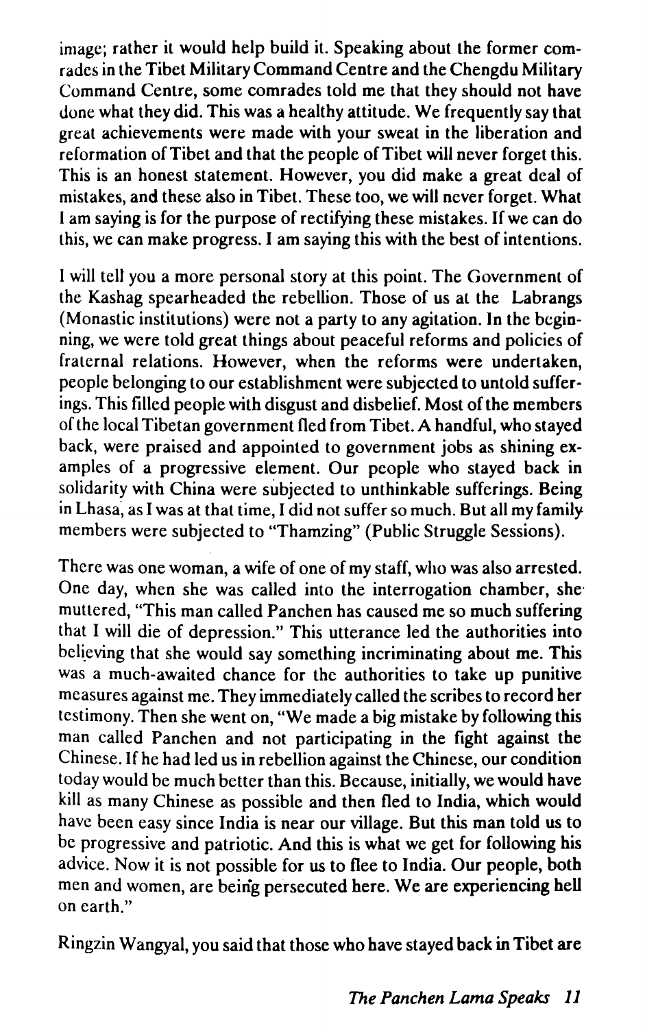image; rather it would help build it. Speaking about the former comrades in the Tibet Military Command Centre and the Chengdu Military Command Centre, some comrades told me that they should not have done what they did. This was a healthy attitude. We frequently say that great achievements were made with your sweat in the liberation and reformation of Tibet and that the people of Tibet will never forget this. This is an honest statement. However, you did make a great deal of mistakes, and these also in Tibet. These too, we will never forget. What I am saying is for the purpose of rectifying these mistakes. If we can do this, we can make progress. I am saying this with the best of intentions.

I will tell you a more personal story at this point. The Government of the Kashag spearheaded the rebellion. Those of us at the Labrangs (Monastic institutions) were not a party to any agitation. In the beginning, we were told great things about peaceful reforms and policies of fraternal relations. However, when the reforms were undertaken, people belonging to our establishment were subjected to untold sufferings. This filled people with disgust and disbelief. Most of the members of the local Tibetan government fled from Tibet. A handful, who stayed back, were praised and appointed to government jobs as shining examples of a progressive element. Our people who stayed back in solidarity with China were subjected to unthinkable sufferings. Being in Lhasa, as I was at that time, I did not suffer so much. But all my family members were subjected to "Thamzing" (Public Struggle Sessions).

There was one woman, a wife of one of my staff, who was also arrested. One day, when she was called into the interrogation chamber, she muttered, "This man called Panchen has caused me so much suffering that I will die of depression." This utterance led the authorities into believing that she would say something incriminating about me. This was a much-awaited chance for the authorities to take up punitive measures against me. They immediately called the scribes to record her testimony. Then she went on, "We made a big mistake by following this man called Panchen and not participating in the fight against the Chinese. If he had led us in rebellion against the Chinese, our condition today would be much better than this. Because, initially, we would have kill as many Chinese as possible and then fled to India, which would have been easy since India is near our village. But this man told us to be progressive and patriotic. And this is what we get for following his advice. Now it is not possible for us to flee to India. Our people, both men and women, are being persecuted here. We are experiencing hell on earth."

Ringzin Wangyal, you said that those who have stayed back in Tibet are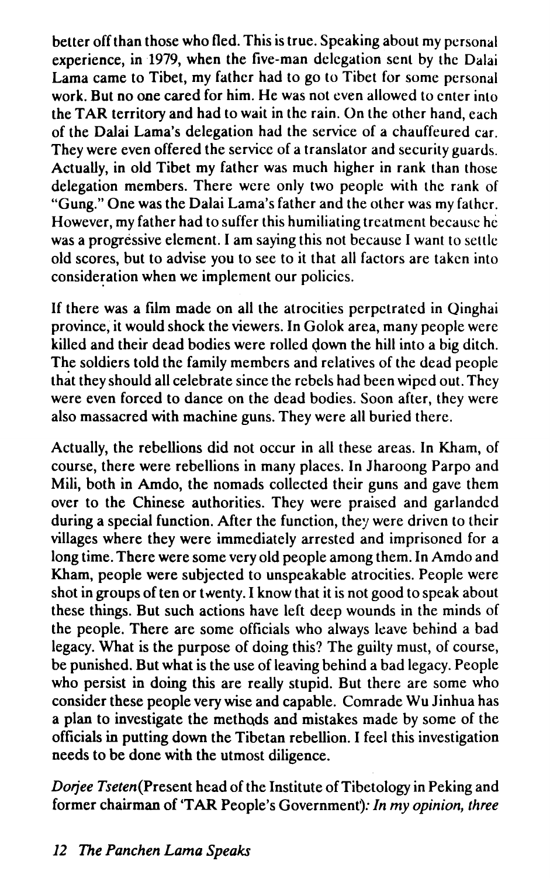better off than those who fled. This is true. Speaking about my personal experience, in 1979, when the five-man delegation sent by the Dalai Lama came to Tibet, my father had to go to Tibet for some personal work. But no one cared for him. He was not even allowed to enter into the TAR territory and had to wait in the rain. On the other hand, each of the Dalai Lama's delegation had the service of a chauffeured car. They were even offered the service of a translator and security guards. Actually, in old Tibet my father was much higher in rank than those delegation members. There were only two people with the rank of "Gung." One was the Dalai Lama's father and the other was my father. However, my father had to suffer this humiliating treatment because he was a progressive element. I am saying this not because I want to settle old scores, but to advise you to see to it that all factors are taken into consideration when we implement our policies.

If there was a film made on all the atrocities perpetrated in Qinghai province, it would shock the viewers. In Golok area, many people were killed and their dead bodies were rolled down the hill into a big ditch. The soldiers told the family members and relatives of the dead people that they should all celebrate since the rebels had been wiped out. They were even forced to dance on the dead bodies. Soon after, they were also massacred with machine guns. They were all buried there.

Actually, the rebellions did not occur in all these areas. In Kham, of course, there were rebellions in many places. In Jharoong Parpo and Mili, both in Amdo, the nomads collected their guns and gave them over to the Chinese authorities. They were praised and garlanded during a special function. After the function, they were driven to their villages where they were immediately arrested and imprisoned for a long time. There were some very old people among them. In Amdo and Kham, people were subjected to unspeakable atrocities. People were shot in groups of ten or twenty. I know that it is not good to speak about these things. But such actions have left deep wounds in the minds of the people. There are some officials who always leave behind a bad legacy. What is the purpose of doing this? The guilty must, of course, be punished. But what is the use of leaving behind a bad legacy. People who persist in doing this are really stupid. But there are some who consider these people very wise and capable. Comrade Wu Jinhua has a plan to investigate the methods and mistakes made by some of the officials in putting down the Tibetan rebellion. I feel this investigation needs to be done with the utmost diligence.

*Dorjee Tseten*(Present head of the Institute of Tibetology in Peking and former chairman of 'TAR People's Government)*: In my opinion, three*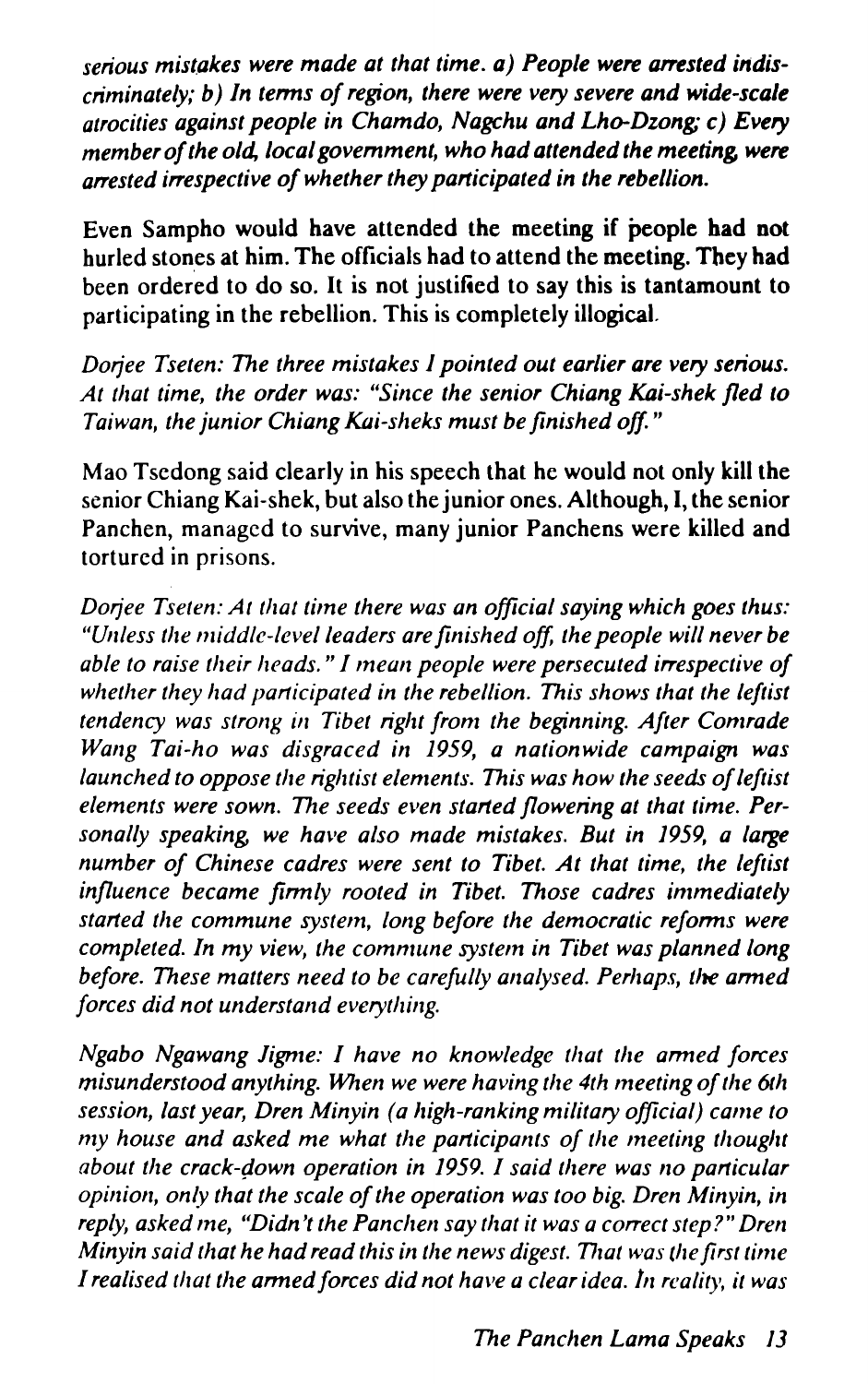*serious mistakes were made at that time. a) People were arrested indiscriminately; b) In terms of region, there were very severe and wide-scale atrocities against people in Chamdo, Nagchu and Lho-Dzong; c) Every member of the old, local government, who had attended the meeting, were arrested irrespective of whether they participated in the rebellion.*

Even Sampho would have attended the meeting if people had not hurled stones at him. The officials had to attend the meeting. They had been ordered to do so. It is not justified to say this is tantamount to participating in the rebellion. This is completely illogical.

*Dorjee Tseten: The three mistakes I pointed out earlier are very serious. At that time, the order was: "Since the senior Chiang Kai-shek fled to Taiwan, the junior Chiang Kai-sheks must be finished off."*

Mao Tsedong said clearly in his speech that he would not only kill the senior Chiang Kai-shek, but also the junior ones. Although, I, the senior Panchen, managed to survive, many junior Panchens were killed and tortured in prisons.

*Dorjee Tseten: At that time there was an official saying which goes thus: "Unless the middle-level leaders are finished off, the people will never be able to raise their heads." I mean people were persecuted irrespective of whether they had participated in the rebellion. This shows that the leftist tendency was strong in Tibet right from the beginning. After Comrade Wang Tai-ho was disgraced in 1959, a nationwide campaign was launched to oppose the rightist elements. This was how the seeds of leftist elements were sown. The seeds even started flowering at that time. Personally speaking, we have also made mistakes. But in 1959, a large number of Chinese cadres were sent to Tibet. At that time, the leftist influence became firmly rooted in Tibet. Those cadres immediately started the commune system, long before the democratic reforms were completed. In my view, the commune system in Tibet was planned long before. These matters need to be carefully analysed. Perhaps, the armed forces did not understand everything.*

*Ngabo Ngawang Jigme: I have no knowledge that the armed forces misunderstood anything. When we were having the 4th meeting of the 6th session, last year, Dren Minyin (a high-ranking military official) came to my house and asked me what the participants of the meeting thought about the crack-down operation in 1959. I said there was no particular opinion, only that the scale of the operation was too big. Dren Minyin, in reply, asked me, "Didn't the Panchen say that it was a correct step?" Dren Minyin said that he had read this in the news digest. That was the first time I realised that the armed forces did not have a clear idea. In reality, it was*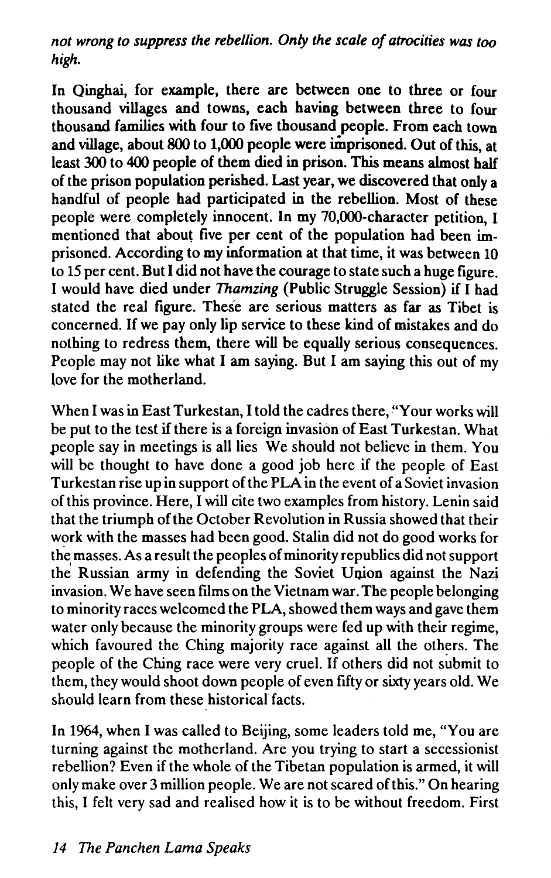*not wrong to suppress the rebellion. Only the scale of atrocities was too high.*

In Qinghai, for example, there are between one to three or four thousand villages and towns, each having between three to four thousand families with four to five thousand people. From each town and village, about 800 to 1,000 people were imprisoned. Out of this, at least 300 to 400 people of them died in prison. This means almost half of the prison population perished. Last year, we discovered that only a handful of people had participated in the rebellion. Most of these people were completely innocent. In my 70,000-character petition, I mentioned that about five per cent of the population had been imprisoned. According to my information at that time, it was between 10 to 15 per cent. But I did not have the courage to state such a huge figure. I would have died under *Thamzing* (Public Struggle Session) if I had stated the real figure. These are serious matters as far as Tibet is concerned. If we pay only lip service to these kind of mistakes and do nothing to redress them, there will be equally serious consequences. People may not like what I am saying. But I am saying this out of my love for the motherland.

When I was in East Turkestan, I told the cadres there, "Your works will be put to the test if there is a foreign invasion of East Turkestan. What people say in meetings is all lies We should not believe in them. You will be thought to have done a good job here if the people of East Turkestan rise up in support of the PLA in the event of a Soviet invasion of this province. Here, I will cite two examples from history. Lenin said that the triumph of the October Revolution in Russia showed that their work with the masses had been good. Stalin did not do good works for the masses. As a result the peoples of minority republics did not support the Russian army in defending the Soviet Union against the Nazi invasion. We have seen films on the Vietnam war. The people belonging to minority races welcomed the PLA, showed them ways and gave them water only because the minority groups were fed up with their regime, which favoured the Ching majority race against all the others. The people of the Ching race were very cruel. If others did not submit to them, they would shoot down people of even fifty or sixty years old. We should learn from these historical facts.

In 1964, when I was called to Beijing, some leaders told me, "You are turning against the motherland. Are you trying to start a secessionist rebellion? Even if the whole of the Tibetan population is armed, it will only make over 3 million people. We are not scared of this." On hearing this, I felt very sad and realised how it is to be without freedom. First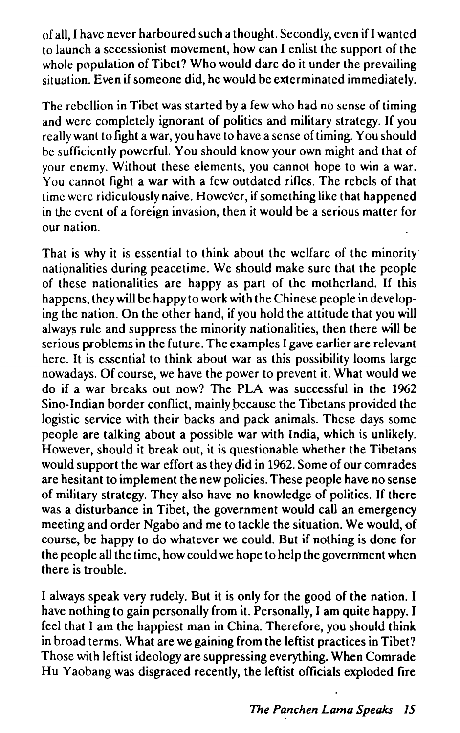of all, I have never harboured such a thought. Secondly, even if I wanted to launch a secessionist movement, how can I enlist the support of the whole population of Tibet? Who would dare do it under the prevailing situation. Even if someone did, he would be exterminated immediately.

The rebellion in Tibet was started by a few who had no sense of timing and were completely ignorant of politics and military strategy. If you really want to fight a war, you have to have a sense of timing. You should be sufficiently powerful. You should know your own might and that of your enemy. Without these elements, you cannot hope to win a war. You cannot fight a war with a few outdated rifles. The rebels of that time were ridiculously naive. However, if something like that happened in the event of a foreign invasion, then it would be a serious matter for our nation.

That is why it is essential to think about the welfare of the minority nationalities during peacetime. We should make sure that the people of these nationalities are happy as part of the motherland. If this happens, they will be happy to work with the Chinese people in developing the nation. On the other hand, if you hold the attitude that you will always rule and suppress the minority nationalities, then there will be serious problems in the future. The examples I gave earlier are relevant here. It is essential to think about war as this possibility looms large nowadays. Of course, we have the power to prevent it. What would we do if a war breaks out now? The PLA was successful in the 1962 Sino-Indian border conflict, mainly because the Tibetans provided the logistic service with their backs and pack animals. These days some people are talking about a possible war with India, which is unlikely. However, should it break out, it is questionable whether the Tibetans would support the war effort as they did in 1962. Some of our comrades are hesitant to implement the new policies. These people have no sense of military strategy. They also have no knowledge of politics. If there was a disturbance in Tibet, the government would call an emergency meeting and order Ngabö and me to tackle the situation. We would, of course, be happy to do whatever we could. But if nothing is done for the people all the time, how could we hope to help the government when there is trouble.

I always speak very rudely. But it is only for the good of the nation. I have nothing to gain personally from it. Personally, I am quite happy. I feel that I am the happiest man in China. Therefore, you should think in broad terms. What are we gaining from the leftist practices in Tibet? Those with leftist ideology are suppressing everything. When Comrade Hu Yaobang was disgraced recently, the leftist officials exploded fire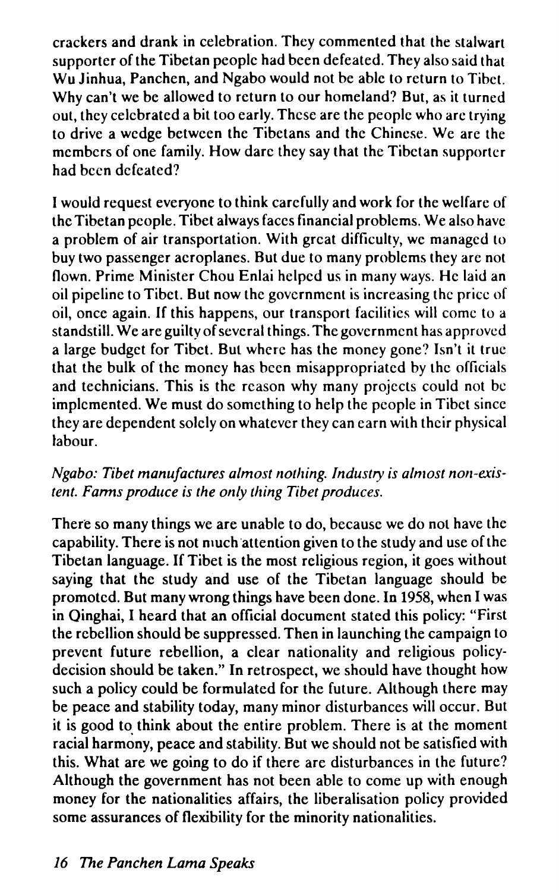crackers and drank in celebration. They commented that the stalwart supporter of the Tibetan people had been defeated. They also said that Wu Jinhua, Panchen, and Ngabo would not be able to return to Tibet. Why can't we be allowed to return to our homeland? But, as it turned out, they celebrated a bit too early. These are the people who are trying to drive a wedge between the Tibetans and the Chinese. We are the members of one family. How dare they say that the Tibetan supporter had been defeated?

I would request everyone to think carefully and work for the welfare of the Tibetan people. Tibet always faces financial problems. We also have a problem of air transportation. With great difficulty, we managed to buy two passenger aeroplanes. But due to many problems they are not flown. Prime Minister Chou Enlai helped us in many ways. He laid an oil pipeline to Tibet. But now the government is increasing the price of oil, once again. If this happens, our transport facilities will come to a standstill. We are guilty of several things. The government has approved a large budget for Tibet. But where has the money gone? Isn't it true that the bulk of the money has been misappropriated by the officials and technicians. This is the reason why many projects could not be implemented. We must do something to help the people in Tibet since they are dependent solely on whatever they can earn with their physical labour.

*Ngabo: Tibet manufactures almost nothing. Industry is almost non-existent. Farms produce is the only thing Tibet produces.*

There so many things we are unable to do, because we do not have the capability. There is not much attention given to the study and use of the Tibetan language. If Tibet is the most religious region, it goes without saying that the study and use of the Tibetan language should be promoted. But many wrong things have been done. In 1958, when I was in Qinghai, I heard that an official document stated this policy: "First the rebellion should be suppressed. Then in launching the campaign to prevent future rebellion, a clear nationality and religious policy-decision should be taken." In retrospect, we should have thought how such a policy could be formulated for the future. Although there may be peace and stability today, many minor disturbances will occur. But it is good to think about the entire problem. There is at the moment racial harmony, peace and stability. But we should not be satisfied with this. What are we going to do if there are disturbances in the future? Although the government has not been able to come up with enough money for the nationalities affairs, the liberalisation policy provided some assurances of flexibility for the minority nationalities.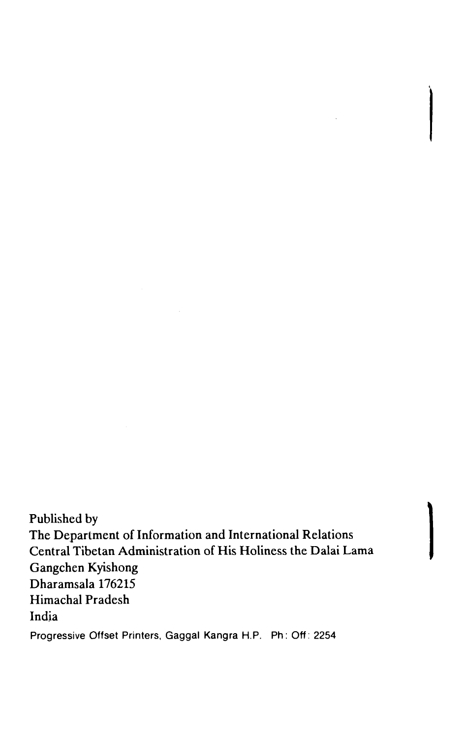Published by
The Department of Information and International Relations
Central Tibetan Administration of His Holiness the Dalai Lama
Gangchen Kyishong
Dharamsala 176215
Himachal Pradesh
India

Progressive Offset Printers, Gaggal Kangra H.P. Ph: Off: 2254